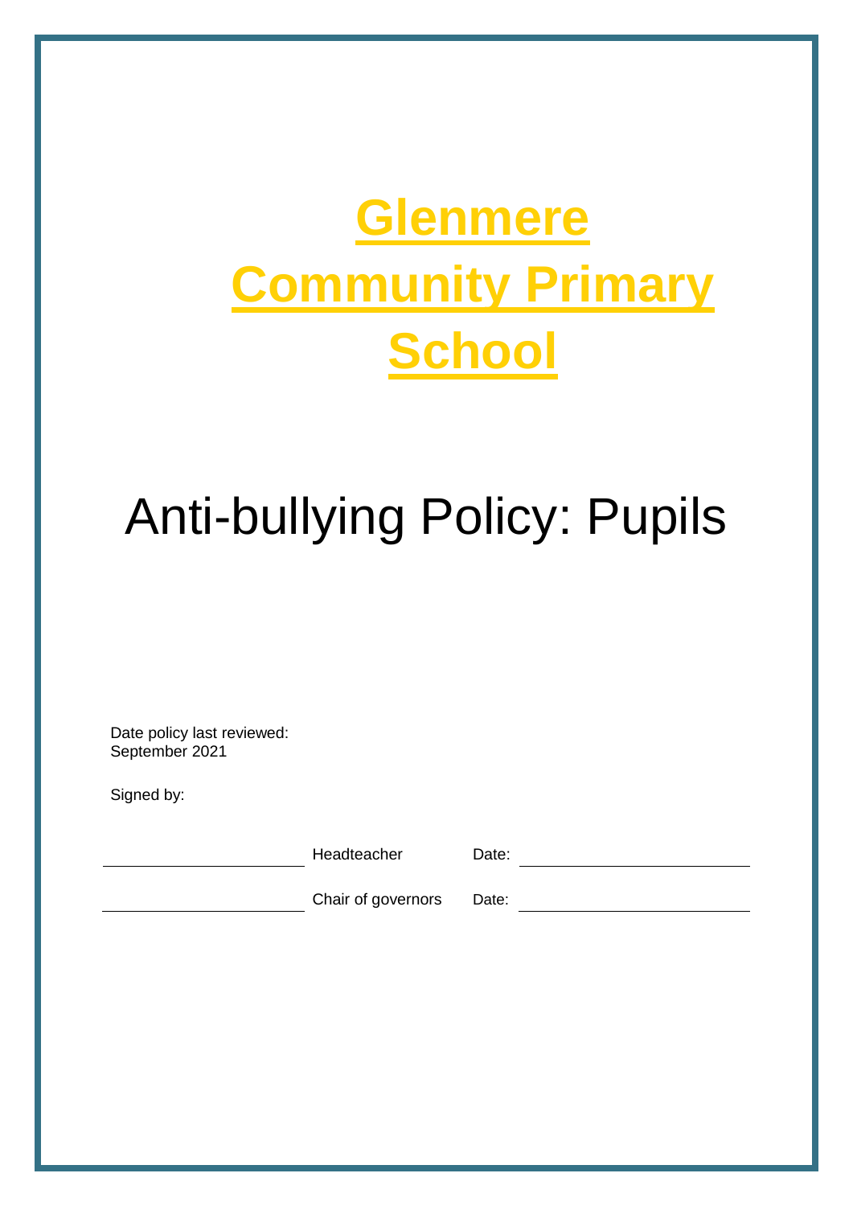# Glenmere Community Primary School

# Anti-bullying Policy: Pupils

Date policy last reviewed:
September 2021

Signed by:

| | | | |
|---|---|---|---|
| ______________________ | Headteacher | Date: | ______________________ |
| ______________________ | Chair of governors | Date: | ______________________ |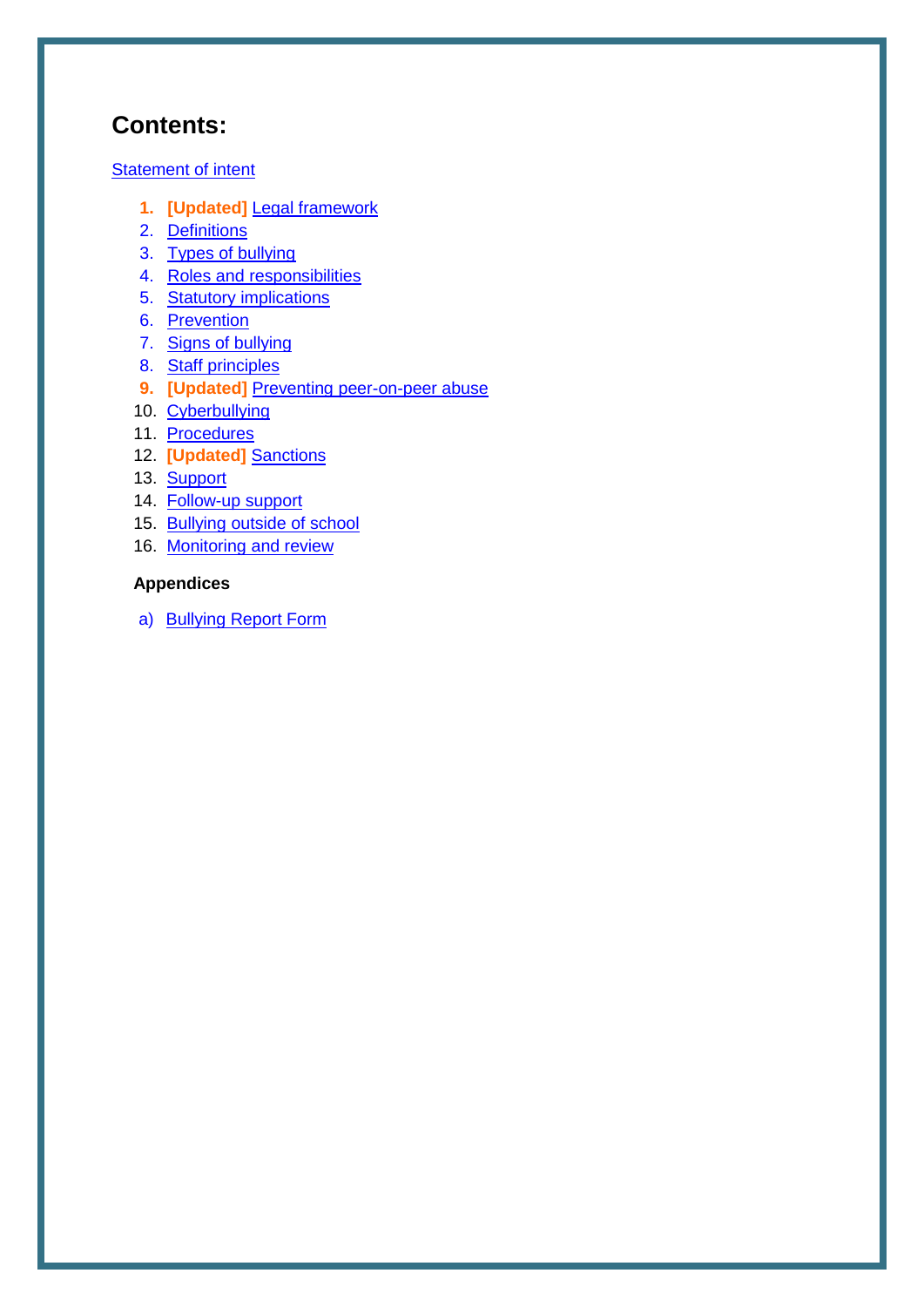# Contents:

Statement of intent

1. **[Updated]** Legal framework
2. Definitions
3. Types of bullying
4. Roles and responsibilities
5. Statutory implications
6. Prevention
7. Signs of bullying
8. Staff principles
9. **[Updated]** Preventing peer-on-peer abuse
10. Cyberbullying
11. Procedures
12. **[Updated]** Sanctions
13. Support
14. Follow-up support
15. Bullying outside of school
16. Monitoring and review

**Appendices**

a) Bullying Report Form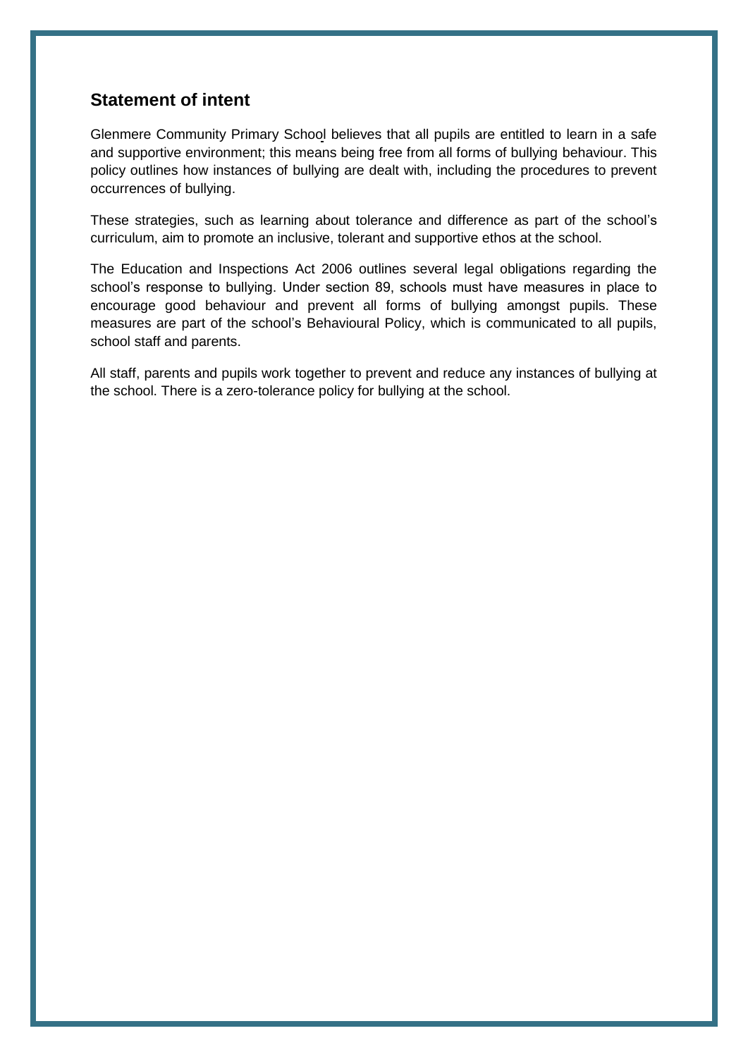## Statement of intent

Glenmere Community Primary School believes that all pupils are entitled to learn in a safe and supportive environment; this means being free from all forms of bullying behaviour. This policy outlines how instances of bullying are dealt with, including the procedures to prevent occurrences of bullying.

These strategies, such as learning about tolerance and difference as part of the school's curriculum, aim to promote an inclusive, tolerant and supportive ethos at the school.

The Education and Inspections Act 2006 outlines several legal obligations regarding the school's response to bullying. Under section 89, schools must have measures in place to encourage good behaviour and prevent all forms of bullying amongst pupils. These measures are part of the school's Behavioural Policy, which is communicated to all pupils, school staff and parents.

All staff, parents and pupils work together to prevent and reduce any instances of bullying at the school. There is a zero-tolerance policy for bullying at the school.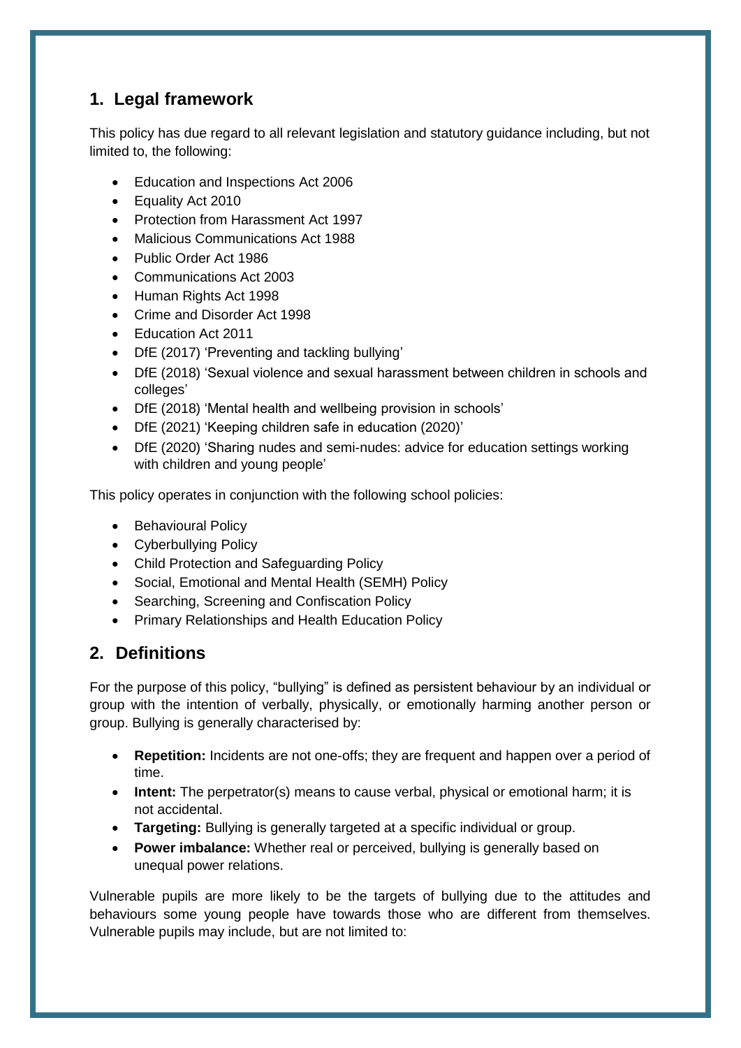## 1. Legal framework

This policy has due regard to all relevant legislation and statutory guidance including, but not limited to, the following:

- Education and Inspections Act 2006
- Equality Act 2010
- Protection from Harassment Act 1997
- Malicious Communications Act 1988
- Public Order Act 1986
- Communications Act 2003
- Human Rights Act 1998
- Crime and Disorder Act 1998
- Education Act 2011
- DfE (2017) 'Preventing and tackling bullying'
- DfE (2018) 'Sexual violence and sexual harassment between children in schools and colleges'
- DfE (2018) 'Mental health and wellbeing provision in schools'
- DfE (2021) 'Keeping children safe in education (2020)'
- DfE (2020) 'Sharing nudes and semi-nudes: advice for education settings working with children and young people'

This policy operates in conjunction with the following school policies:

- Behavioural Policy
- Cyberbullying Policy
- Child Protection and Safeguarding Policy
- Social, Emotional and Mental Health (SEMH) Policy
- Searching, Screening and Confiscation Policy
- Primary Relationships and Health Education Policy

## 2. Definitions

For the purpose of this policy, "bullying" is defined as persistent behaviour by an individual or group with the intention of verbally, physically, or emotionally harming another person or group. Bullying is generally characterised by:

- **Repetition:** Incidents are not one-offs; they are frequent and happen over a period of time.
- **Intent:** The perpetrator(s) means to cause verbal, physical or emotional harm; it is not accidental.
- **Targeting:** Bullying is generally targeted at a specific individual or group.
- **Power imbalance:** Whether real or perceived, bullying is generally based on unequal power relations.

Vulnerable pupils are more likely to be the targets of bullying due to the attitudes and behaviours some young people have towards those who are different from themselves. Vulnerable pupils may include, but are not limited to: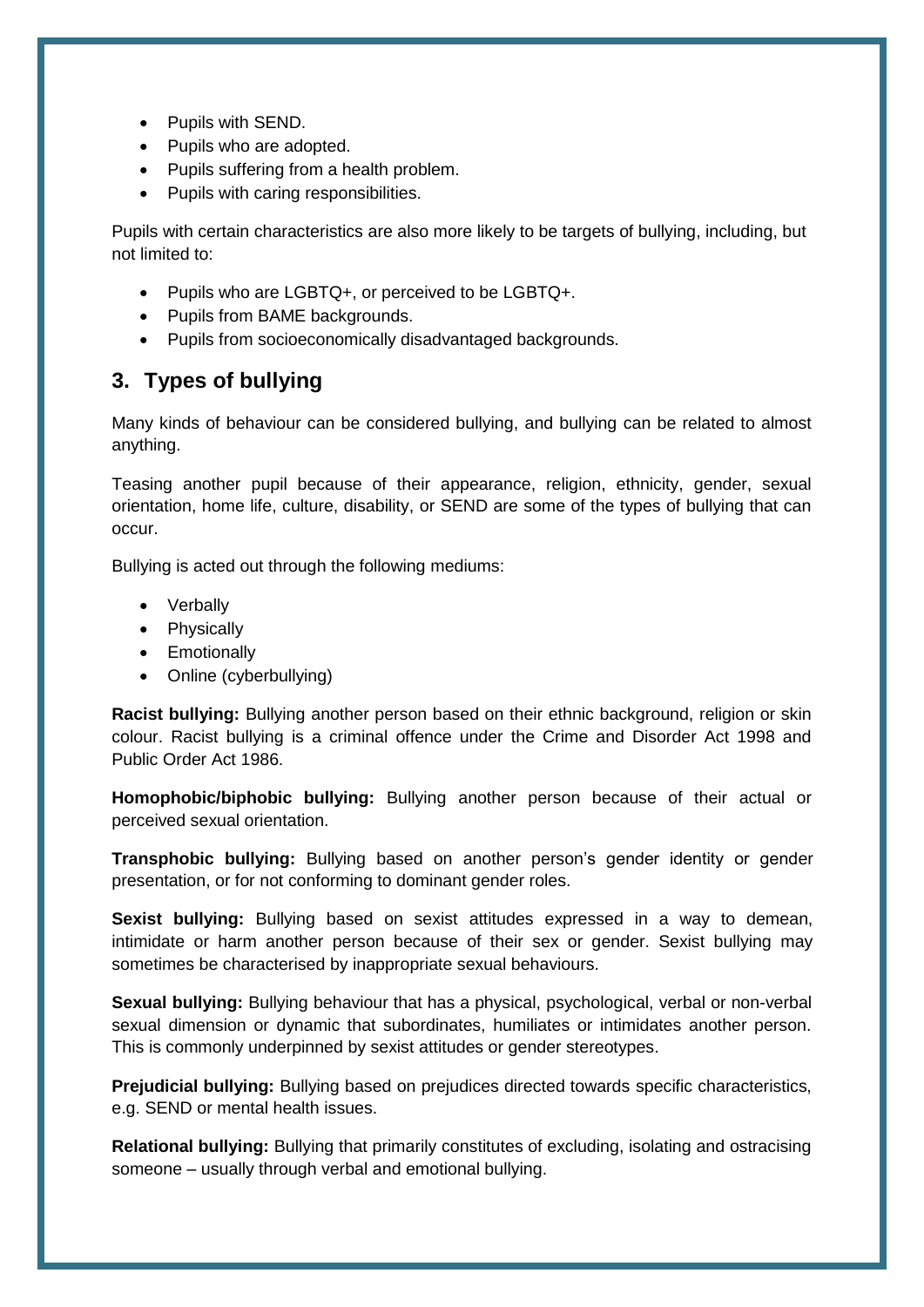- Pupils with SEND.
- Pupils who are adopted.
- Pupils suffering from a health problem.
- Pupils with caring responsibilities.

Pupils with certain characteristics are also more likely to be targets of bullying, including, but not limited to:

- Pupils who are LGBTQ+, or perceived to be LGBTQ+.
- Pupils from BAME backgrounds.
- Pupils from socioeconomically disadvantaged backgrounds.

## 3. Types of bullying

Many kinds of behaviour can be considered bullying, and bullying can be related to almost anything.

Teasing another pupil because of their appearance, religion, ethnicity, gender, sexual orientation, home life, culture, disability, or SEND are some of the types of bullying that can occur.

Bullying is acted out through the following mediums:

- Verbally
- Physically
- Emotionally
- Online (cyberbullying)

**Racist bullying:** Bullying another person based on their ethnic background, religion or skin colour. Racist bullying is a criminal offence under the Crime and Disorder Act 1998 and Public Order Act 1986.

**Homophobic/biphobic bullying:** Bullying another person because of their actual or perceived sexual orientation.

**Transphobic bullying:** Bullying based on another person's gender identity or gender presentation, or for not conforming to dominant gender roles.

**Sexist bullying:** Bullying based on sexist attitudes expressed in a way to demean, intimidate or harm another person because of their sex or gender. Sexist bullying may sometimes be characterised by inappropriate sexual behaviours.

**Sexual bullying:** Bullying behaviour that has a physical, psychological, verbal or non-verbal sexual dimension or dynamic that subordinates, humiliates or intimidates another person. This is commonly underpinned by sexist attitudes or gender stereotypes.

**Prejudicial bullying:** Bullying based on prejudices directed towards specific characteristics, e.g. SEND or mental health issues.

**Relational bullying:** Bullying that primarily constitutes of excluding, isolating and ostracising someone – usually through verbal and emotional bullying.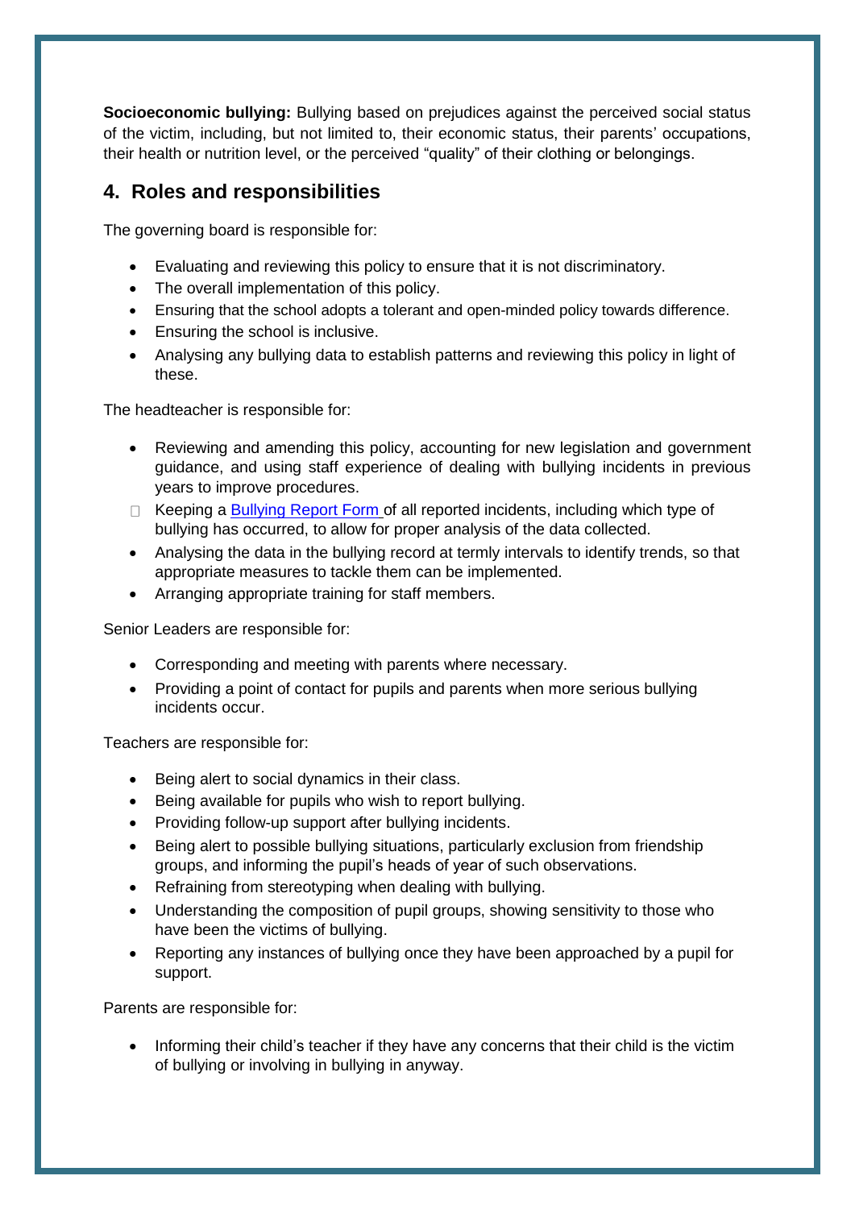**Socioeconomic bullying:** Bullying based on prejudices against the perceived social status of the victim, including, but not limited to, their economic status, their parents' occupations, their health or nutrition level, or the perceived "quality" of their clothing or belongings.

## 4. Roles and responsibilities

The governing board is responsible for:

- Evaluating and reviewing this policy to ensure that it is not discriminatory.
- The overall implementation of this policy.
- Ensuring that the school adopts a tolerant and open-minded policy towards difference.
- Ensuring the school is inclusive.
- Analysing any bullying data to establish patterns and reviewing this policy in light of these.

The headteacher is responsible for:

- Reviewing and amending this policy, accounting for new legislation and government guidance, and using staff experience of dealing with bullying incidents in previous years to improve procedures.
- Keeping a Bullying Report Form of all reported incidents, including which type of bullying has occurred, to allow for proper analysis of the data collected.
- Analysing the data in the bullying record at termly intervals to identify trends, so that appropriate measures to tackle them can be implemented.
- Arranging appropriate training for staff members.

Senior Leaders are responsible for:

- Corresponding and meeting with parents where necessary.
- Providing a point of contact for pupils and parents when more serious bullying incidents occur.

Teachers are responsible for:

- Being alert to social dynamics in their class.
- Being available for pupils who wish to report bullying.
- Providing follow-up support after bullying incidents.
- Being alert to possible bullying situations, particularly exclusion from friendship groups, and informing the pupil's heads of year of such observations.
- Refraining from stereotyping when dealing with bullying.
- Understanding the composition of pupil groups, showing sensitivity to those who have been the victims of bullying.
- Reporting any instances of bullying once they have been approached by a pupil for support.

Parents are responsible for:

- Informing their child's teacher if they have any concerns that their child is the victim of bullying or involving in bullying in anyway.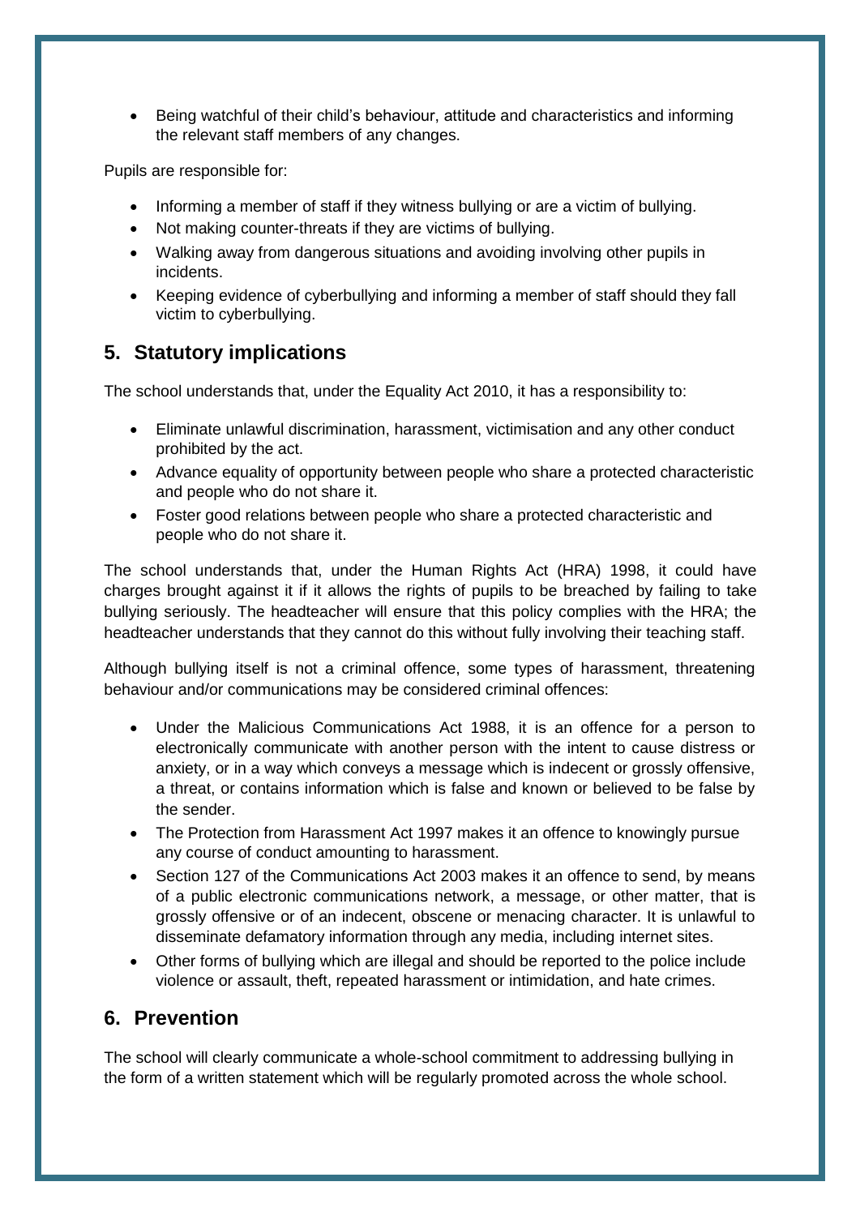- Being watchful of their child's behaviour, attitude and characteristics and informing the relevant staff members of any changes.

Pupils are responsible for:

- Informing a member of staff if they witness bullying or are a victim of bullying.
- Not making counter-threats if they are victims of bullying.
- Walking away from dangerous situations and avoiding involving other pupils in incidents.
- Keeping evidence of cyberbullying and informing a member of staff should they fall victim to cyberbullying.

## 5. Statutory implications

The school understands that, under the Equality Act 2010, it has a responsibility to:

- Eliminate unlawful discrimination, harassment, victimisation and any other conduct prohibited by the act.
- Advance equality of opportunity between people who share a protected characteristic and people who do not share it.
- Foster good relations between people who share a protected characteristic and people who do not share it.

The school understands that, under the Human Rights Act (HRA) 1998, it could have charges brought against it if it allows the rights of pupils to be breached by failing to take bullying seriously. The headteacher will ensure that this policy complies with the HRA; the headteacher understands that they cannot do this without fully involving their teaching staff.

Although bullying itself is not a criminal offence, some types of harassment, threatening behaviour and/or communications may be considered criminal offences:

- Under the Malicious Communications Act 1988, it is an offence for a person to electronically communicate with another person with the intent to cause distress or anxiety, or in a way which conveys a message which is indecent or grossly offensive, a threat, or contains information which is false and known or believed to be false by the sender.
- The Protection from Harassment Act 1997 makes it an offence to knowingly pursue any course of conduct amounting to harassment.
- Section 127 of the Communications Act 2003 makes it an offence to send, by means of a public electronic communications network, a message, or other matter, that is grossly offensive or of an indecent, obscene or menacing character. It is unlawful to disseminate defamatory information through any media, including internet sites.
- Other forms of bullying which are illegal and should be reported to the police include violence or assault, theft, repeated harassment or intimidation, and hate crimes.

## 6. Prevention

The school will clearly communicate a whole-school commitment to addressing bullying in the form of a written statement which will be regularly promoted across the whole school.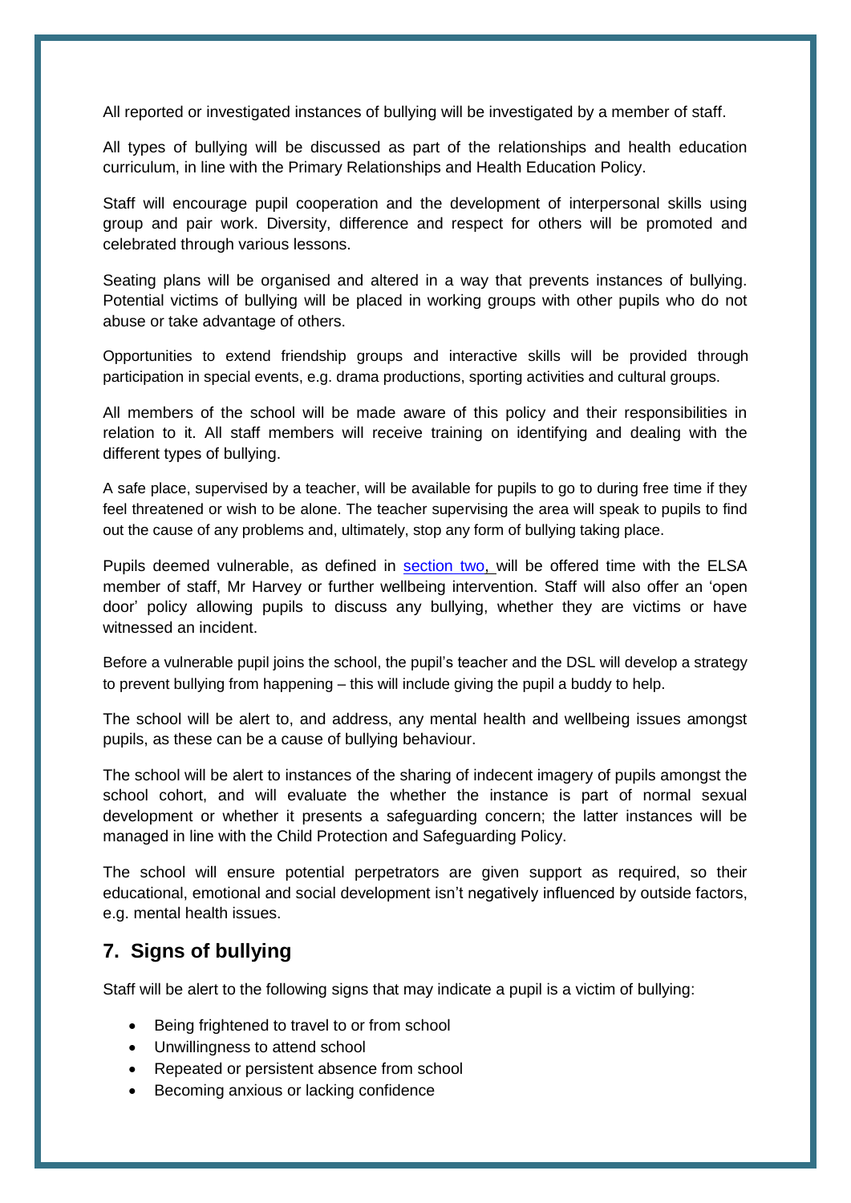All reported or investigated instances of bullying will be investigated by a member of staff.

All types of bullying will be discussed as part of the relationships and health education curriculum, in line with the Primary Relationships and Health Education Policy.

Staff will encourage pupil cooperation and the development of interpersonal skills using group and pair work. Diversity, difference and respect for others will be promoted and celebrated through various lessons.

Seating plans will be organised and altered in a way that prevents instances of bullying. Potential victims of bullying will be placed in working groups with other pupils who do not abuse or take advantage of others.

Opportunities to extend friendship groups and interactive skills will be provided through participation in special events, e.g. drama productions, sporting activities and cultural groups.

All members of the school will be made aware of this policy and their responsibilities in relation to it. All staff members will receive training on identifying and dealing with the different types of bullying.

A safe place, supervised by a teacher, will be available for pupils to go to during free time if they feel threatened or wish to be alone. The teacher supervising the area will speak to pupils to find out the cause of any problems and, ultimately, stop any form of bullying taking place.

Pupils deemed vulnerable, as defined in section two, will be offered time with the ELSA member of staff, Mr Harvey or further wellbeing intervention. Staff will also offer an 'open door' policy allowing pupils to discuss any bullying, whether they are victims or have witnessed an incident.

Before a vulnerable pupil joins the school, the pupil's teacher and the DSL will develop a strategy to prevent bullying from happening – this will include giving the pupil a buddy to help.

The school will be alert to, and address, any mental health and wellbeing issues amongst pupils, as these can be a cause of bullying behaviour.

The school will be alert to instances of the sharing of indecent imagery of pupils amongst the school cohort, and will evaluate the whether the instance is part of normal sexual development or whether it presents a safeguarding concern; the latter instances will be managed in line with the Child Protection and Safeguarding Policy.

The school will ensure potential perpetrators are given support as required, so their educational, emotional and social development isn't negatively influenced by outside factors, e.g. mental health issues.

## 7. Signs of bullying

Staff will be alert to the following signs that may indicate a pupil is a victim of bullying:

- Being frightened to travel to or from school
- Unwillingness to attend school
- Repeated or persistent absence from school
- Becoming anxious or lacking confidence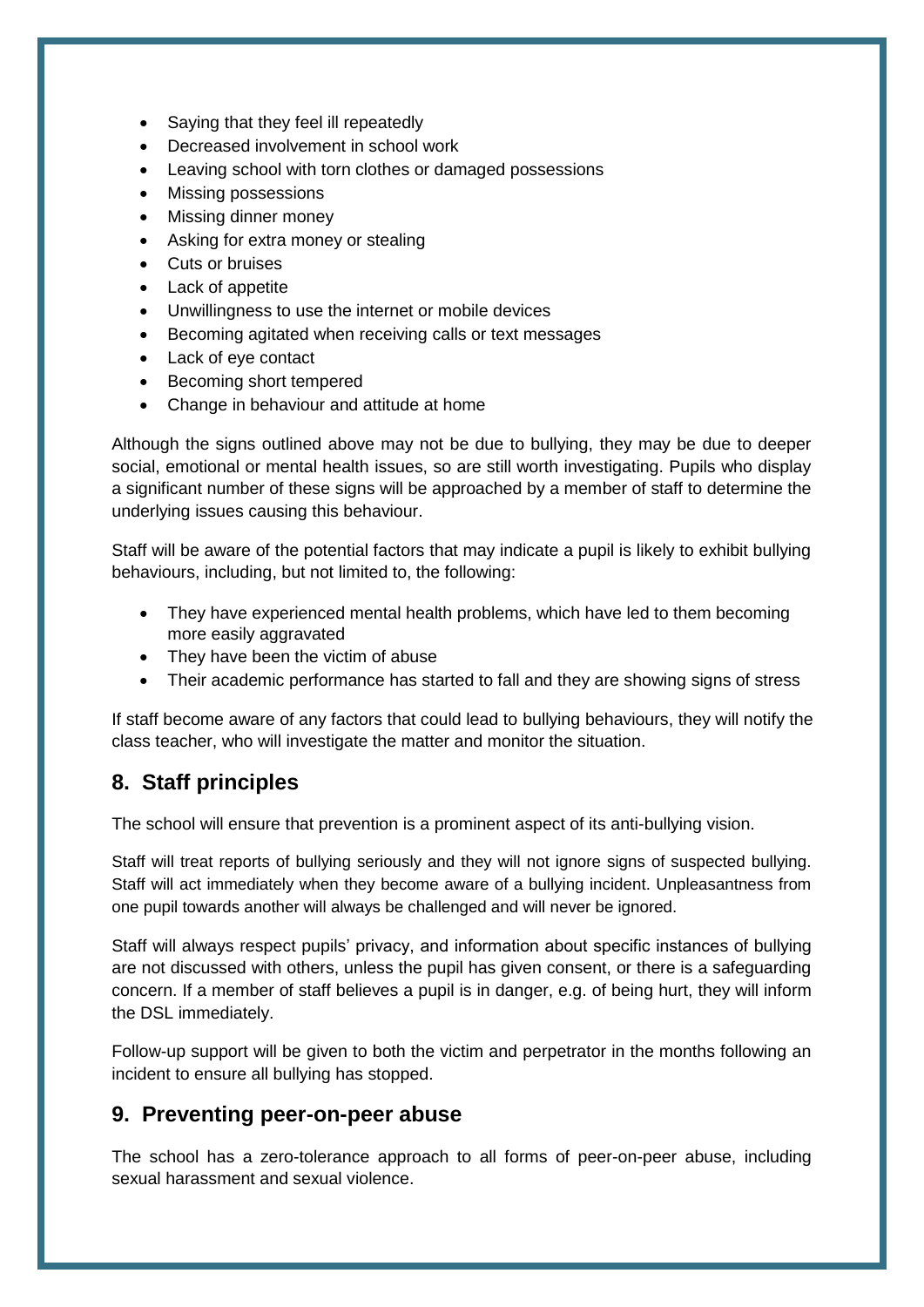- Saying that they feel ill repeatedly
- Decreased involvement in school work
- Leaving school with torn clothes or damaged possessions
- Missing possessions
- Missing dinner money
- Asking for extra money or stealing
- Cuts or bruises
- Lack of appetite
- Unwillingness to use the internet or mobile devices
- Becoming agitated when receiving calls or text messages
- Lack of eye contact
- Becoming short tempered
- Change in behaviour and attitude at home

Although the signs outlined above may not be due to bullying, they may be due to deeper social, emotional or mental health issues, so are still worth investigating. Pupils who display a significant number of these signs will be approached by a member of staff to determine the underlying issues causing this behaviour.

Staff will be aware of the potential factors that may indicate a pupil is likely to exhibit bullying behaviours, including, but not limited to, the following:

- They have experienced mental health problems, which have led to them becoming more easily aggravated
- They have been the victim of abuse
- Their academic performance has started to fall and they are showing signs of stress

If staff become aware of any factors that could lead to bullying behaviours, they will notify the class teacher, who will investigate the matter and monitor the situation.

## 8. Staff principles

The school will ensure that prevention is a prominent aspect of its anti-bullying vision.

Staff will treat reports of bullying seriously and they will not ignore signs of suspected bullying. Staff will act immediately when they become aware of a bullying incident. Unpleasantness from one pupil towards another will always be challenged and will never be ignored.

Staff will always respect pupils' privacy, and information about specific instances of bullying are not discussed with others, unless the pupil has given consent, or there is a safeguarding concern. If a member of staff believes a pupil is in danger, e.g. of being hurt, they will inform the DSL immediately.

Follow-up support will be given to both the victim and perpetrator in the months following an incident to ensure all bullying has stopped.

## 9. Preventing peer-on-peer abuse

The school has a zero-tolerance approach to all forms of peer-on-peer abuse, including sexual harassment and sexual violence.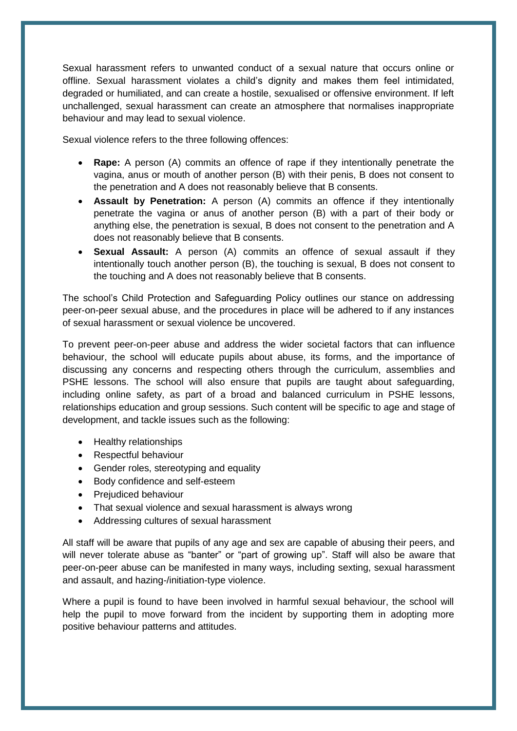Sexual harassment refers to unwanted conduct of a sexual nature that occurs online or offline. Sexual harassment violates a child's dignity and makes them feel intimidated, degraded or humiliated, and can create a hostile, sexualised or offensive environment. If left unchallenged, sexual harassment can create an atmosphere that normalises inappropriate behaviour and may lead to sexual violence.

Sexual violence refers to the three following offences:

- **Rape:** A person (A) commits an offence of rape if they intentionally penetrate the vagina, anus or mouth of another person (B) with their penis, B does not consent to the penetration and A does not reasonably believe that B consents.
- **Assault by Penetration:** A person (A) commits an offence if they intentionally penetrate the vagina or anus of another person (B) with a part of their body or anything else, the penetration is sexual, B does not consent to the penetration and A does not reasonably believe that B consents.
- **Sexual Assault:** A person (A) commits an offence of sexual assault if they intentionally touch another person (B), the touching is sexual, B does not consent to the touching and A does not reasonably believe that B consents.

The school's Child Protection and Safeguarding Policy outlines our stance on addressing peer-on-peer sexual abuse, and the procedures in place will be adhered to if any instances of sexual harassment or sexual violence be uncovered.

To prevent peer-on-peer abuse and address the wider societal factors that can influence behaviour, the school will educate pupils about abuse, its forms, and the importance of discussing any concerns and respecting others through the curriculum, assemblies and PSHE lessons. The school will also ensure that pupils are taught about safeguarding, including online safety, as part of a broad and balanced curriculum in PSHE lessons, relationships education and group sessions. Such content will be specific to age and stage of development, and tackle issues such as the following:

- Healthy relationships
- Respectful behaviour
- Gender roles, stereotyping and equality
- Body confidence and self-esteem
- Prejudiced behaviour
- That sexual violence and sexual harassment is always wrong
- Addressing cultures of sexual harassment

All staff will be aware that pupils of any age and sex are capable of abusing their peers, and will never tolerate abuse as "banter" or "part of growing up". Staff will also be aware that peer-on-peer abuse can be manifested in many ways, including sexting, sexual harassment and assault, and hazing-/initiation-type violence.

Where a pupil is found to have been involved in harmful sexual behaviour, the school will help the pupil to move forward from the incident by supporting them in adopting more positive behaviour patterns and attitudes.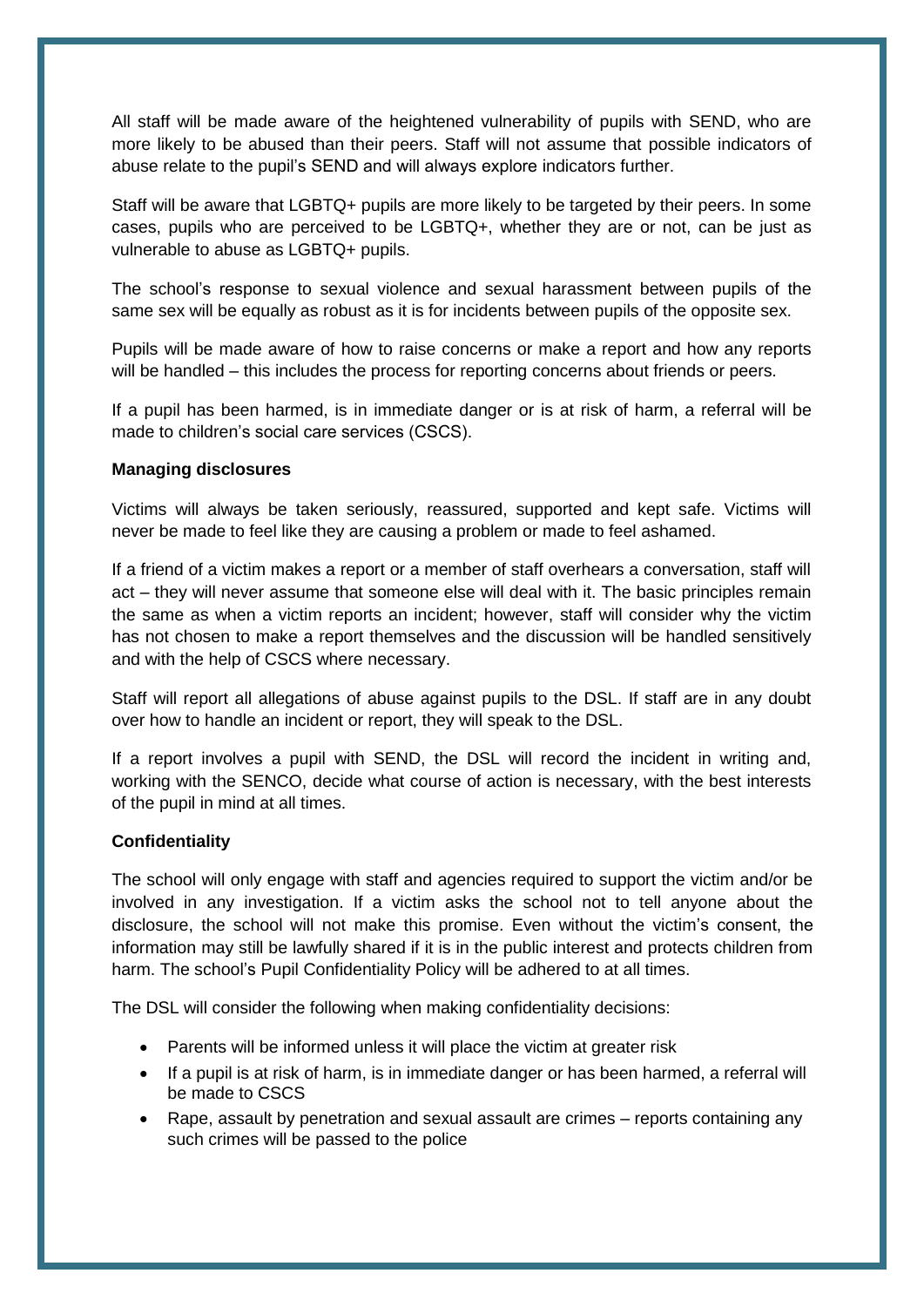All staff will be made aware of the heightened vulnerability of pupils with SEND, who are more likely to be abused than their peers. Staff will not assume that possible indicators of abuse relate to the pupil's SEND and will always explore indicators further.

Staff will be aware that LGBTQ+ pupils are more likely to be targeted by their peers. In some cases, pupils who are perceived to be LGBTQ+, whether they are or not, can be just as vulnerable to abuse as LGBTQ+ pupils.

The school's response to sexual violence and sexual harassment between pupils of the same sex will be equally as robust as it is for incidents between pupils of the opposite sex.

Pupils will be made aware of how to raise concerns or make a report and how any reports will be handled – this includes the process for reporting concerns about friends or peers.

If a pupil has been harmed, is in immediate danger or is at risk of harm, a referral will be made to children's social care services (CSCS).

**Managing disclosures**

Victims will always be taken seriously, reassured, supported and kept safe. Victims will never be made to feel like they are causing a problem or made to feel ashamed.

If a friend of a victim makes a report or a member of staff overhears a conversation, staff will act – they will never assume that someone else will deal with it. The basic principles remain the same as when a victim reports an incident; however, staff will consider why the victim has not chosen to make a report themselves and the discussion will be handled sensitively and with the help of CSCS where necessary.

Staff will report all allegations of abuse against pupils to the DSL. If staff are in any doubt over how to handle an incident or report, they will speak to the DSL.

If a report involves a pupil with SEND, the DSL will record the incident in writing and, working with the SENCO, decide what course of action is necessary, with the best interests of the pupil in mind at all times.

**Confidentiality**

The school will only engage with staff and agencies required to support the victim and/or be involved in any investigation. If a victim asks the school not to tell anyone about the disclosure, the school will not make this promise. Even without the victim's consent, the information may still be lawfully shared if it is in the public interest and protects children from harm. The school's Pupil Confidentiality Policy will be adhered to at all times.

The DSL will consider the following when making confidentiality decisions:

- Parents will be informed unless it will place the victim at greater risk
- If a pupil is at risk of harm, is in immediate danger or has been harmed, a referral will be made to CSCS
- Rape, assault by penetration and sexual assault are crimes – reports containing any such crimes will be passed to the police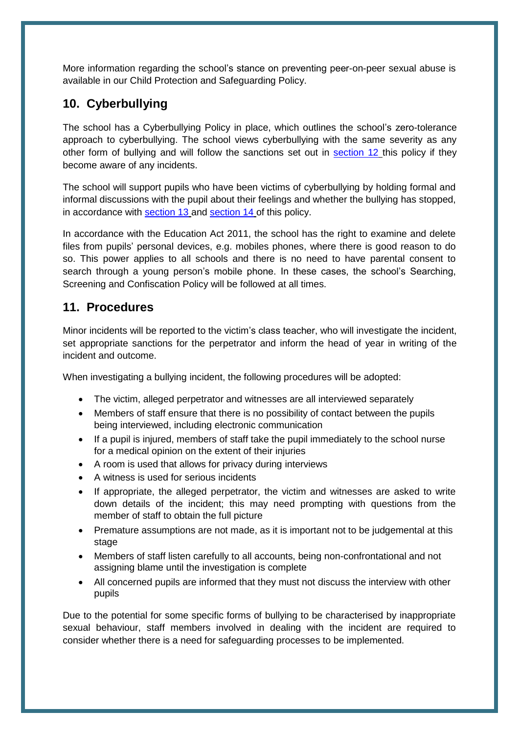More information regarding the school's stance on preventing peer-on-peer sexual abuse is available in our Child Protection and Safeguarding Policy.

## 10. Cyberbullying

The school has a Cyberbullying Policy in place, which outlines the school's zero-tolerance approach to cyberbullying. The school views cyberbullying with the same severity as any other form of bullying and will follow the sanctions set out in section 12 this policy if they become aware of any incidents.

The school will support pupils who have been victims of cyberbullying by holding formal and informal discussions with the pupil about their feelings and whether the bullying has stopped, in accordance with section 13 and section 14 of this policy.

In accordance with the Education Act 2011, the school has the right to examine and delete files from pupils' personal devices, e.g. mobiles phones, where there is good reason to do so. This power applies to all schools and there is no need to have parental consent to search through a young person's mobile phone. In these cases, the school's Searching, Screening and Confiscation Policy will be followed at all times.

## 11. Procedures

Minor incidents will be reported to the victim's class teacher, who will investigate the incident, set appropriate sanctions for the perpetrator and inform the head of year in writing of the incident and outcome.

When investigating a bullying incident, the following procedures will be adopted:

- The victim, alleged perpetrator and witnesses are all interviewed separately
- Members of staff ensure that there is no possibility of contact between the pupils being interviewed, including electronic communication
- If a pupil is injured, members of staff take the pupil immediately to the school nurse for a medical opinion on the extent of their injuries
- A room is used that allows for privacy during interviews
- A witness is used for serious incidents
- If appropriate, the alleged perpetrator, the victim and witnesses are asked to write down details of the incident; this may need prompting with questions from the member of staff to obtain the full picture
- Premature assumptions are not made, as it is important not to be judgemental at this stage
- Members of staff listen carefully to all accounts, being non-confrontational and not assigning blame until the investigation is complete
- All concerned pupils are informed that they must not discuss the interview with other pupils

Due to the potential for some specific forms of bullying to be characterised by inappropriate sexual behaviour, staff members involved in dealing with the incident are required to consider whether there is a need for safeguarding processes to be implemented.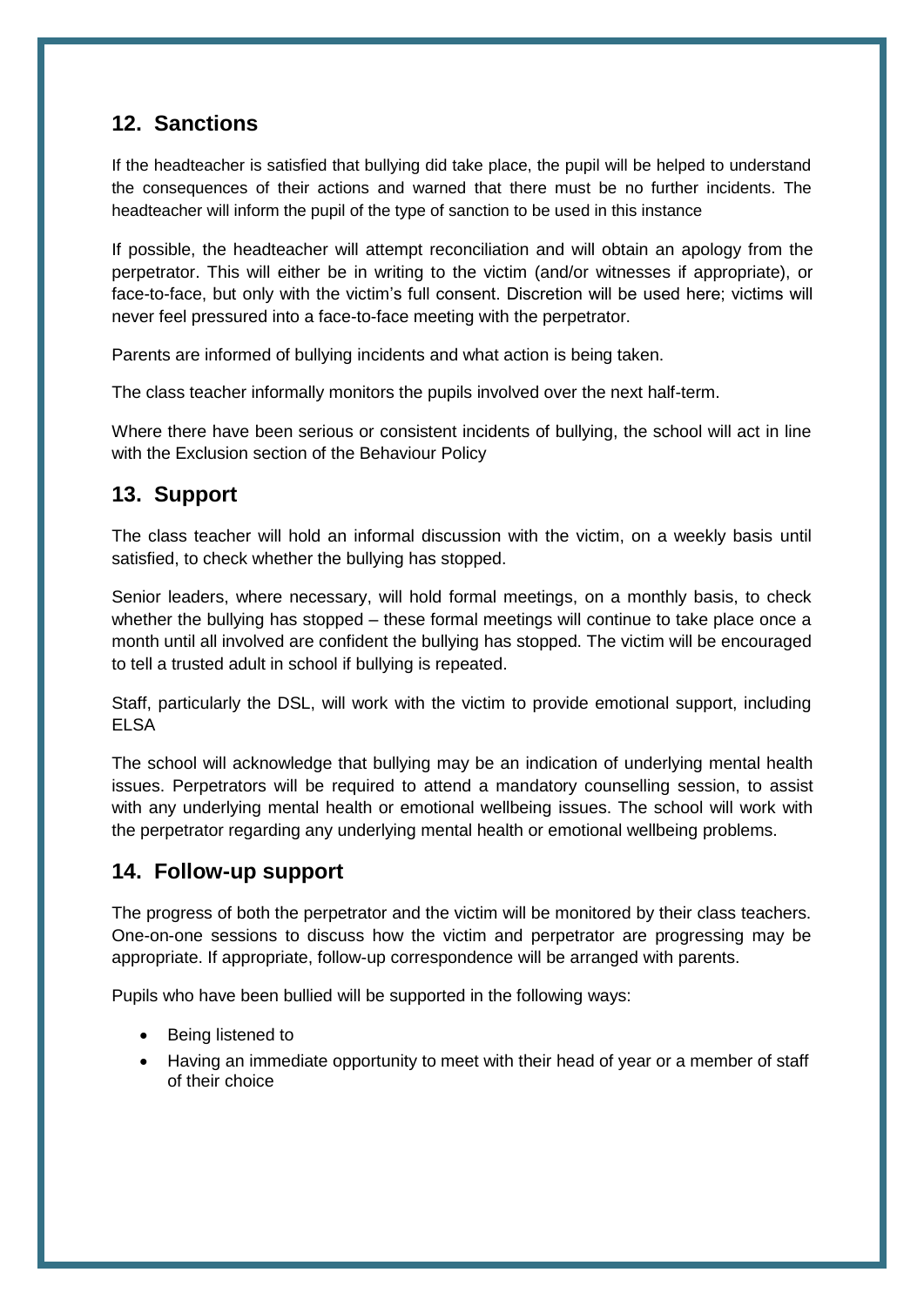## 12. Sanctions

If the headteacher is satisfied that bullying did take place, the pupil will be helped to understand the consequences of their actions and warned that there must be no further incidents. The headteacher will inform the pupil of the type of sanction to be used in this instance

If possible, the headteacher will attempt reconciliation and will obtain an apology from the perpetrator. This will either be in writing to the victim (and/or witnesses if appropriate), or face-to-face, but only with the victim's full consent. Discretion will be used here; victims will never feel pressured into a face-to-face meeting with the perpetrator.

Parents are informed of bullying incidents and what action is being taken.

The class teacher informally monitors the pupils involved over the next half-term.

Where there have been serious or consistent incidents of bullying, the school will act in line with the Exclusion section of the Behaviour Policy

## 13. Support

The class teacher will hold an informal discussion with the victim, on a weekly basis until satisfied, to check whether the bullying has stopped.

Senior leaders, where necessary, will hold formal meetings, on a monthly basis, to check whether the bullying has stopped – these formal meetings will continue to take place once a month until all involved are confident the bullying has stopped. The victim will be encouraged to tell a trusted adult in school if bullying is repeated.

Staff, particularly the DSL, will work with the victim to provide emotional support, including ELSA

The school will acknowledge that bullying may be an indication of underlying mental health issues. Perpetrators will be required to attend a mandatory counselling session, to assist with any underlying mental health or emotional wellbeing issues. The school will work with the perpetrator regarding any underlying mental health or emotional wellbeing problems.

## 14. Follow-up support

The progress of both the perpetrator and the victim will be monitored by their class teachers. One-on-one sessions to discuss how the victim and perpetrator are progressing may be appropriate. If appropriate, follow-up correspondence will be arranged with parents.

Pupils who have been bullied will be supported in the following ways:

- Being listened to
- Having an immediate opportunity to meet with their head of year or a member of staff of their choice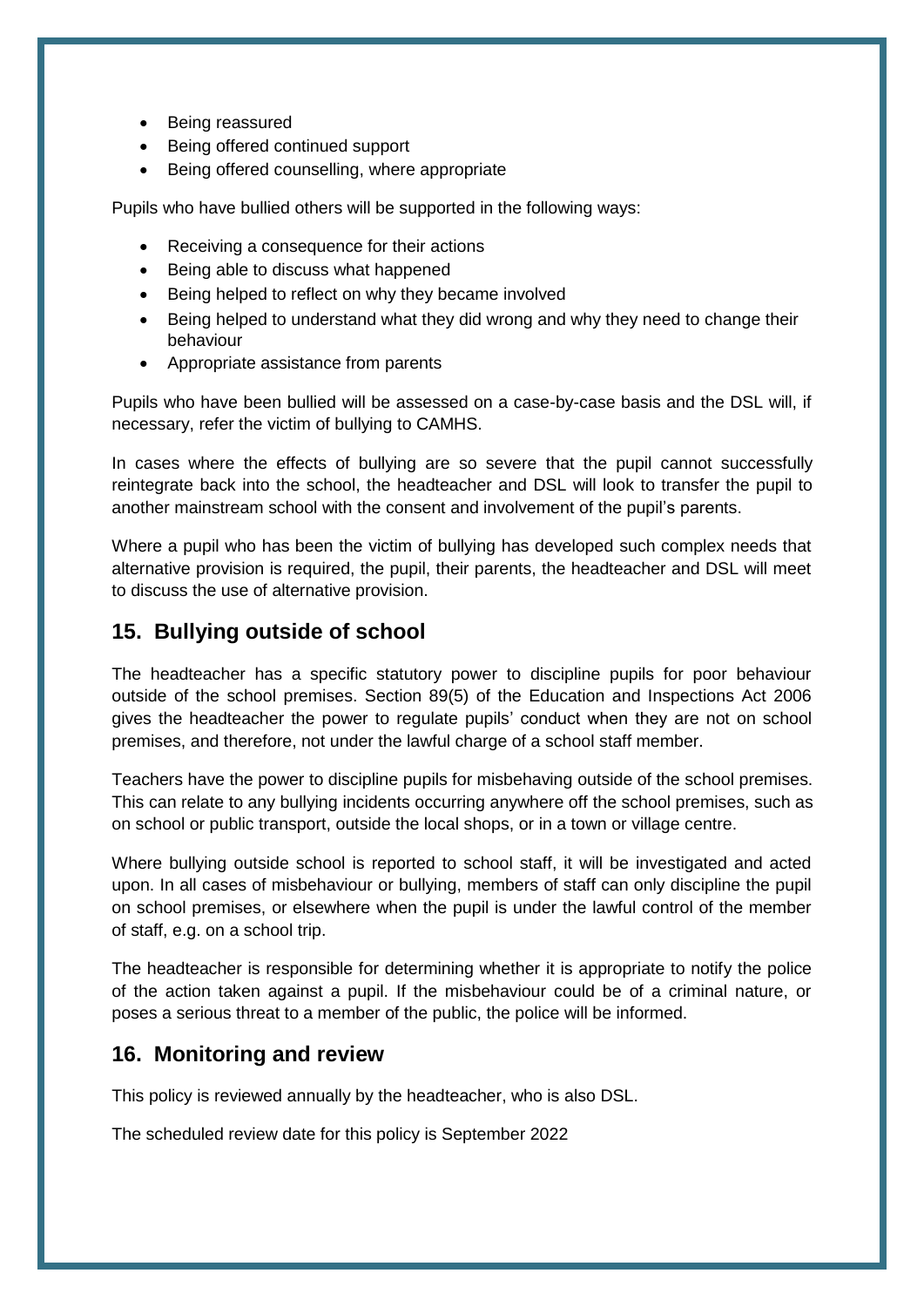- Being reassured
- Being offered continued support
- Being offered counselling, where appropriate

Pupils who have bullied others will be supported in the following ways:

- Receiving a consequence for their actions
- Being able to discuss what happened
- Being helped to reflect on why they became involved
- Being helped to understand what they did wrong and why they need to change their behaviour
- Appropriate assistance from parents

Pupils who have been bullied will be assessed on a case-by-case basis and the DSL will, if necessary, refer the victim of bullying to CAMHS.

In cases where the effects of bullying are so severe that the pupil cannot successfully reintegrate back into the school, the headteacher and DSL will look to transfer the pupil to another mainstream school with the consent and involvement of the pupil's parents.

Where a pupil who has been the victim of bullying has developed such complex needs that alternative provision is required, the pupil, their parents, the headteacher and DSL will meet to discuss the use of alternative provision.

## 15. Bullying outside of school

The headteacher has a specific statutory power to discipline pupils for poor behaviour outside of the school premises. Section 89(5) of the Education and Inspections Act 2006 gives the headteacher the power to regulate pupils' conduct when they are not on school premises, and therefore, not under the lawful charge of a school staff member.

Teachers have the power to discipline pupils for misbehaving outside of the school premises. This can relate to any bullying incidents occurring anywhere off the school premises, such as on school or public transport, outside the local shops, or in a town or village centre.

Where bullying outside school is reported to school staff, it will be investigated and acted upon. In all cases of misbehaviour or bullying, members of staff can only discipline the pupil on school premises, or elsewhere when the pupil is under the lawful control of the member of staff, e.g. on a school trip.

The headteacher is responsible for determining whether it is appropriate to notify the police of the action taken against a pupil. If the misbehaviour could be of a criminal nature, or poses a serious threat to a member of the public, the police will be informed.

## 16. Monitoring and review

This policy is reviewed annually by the headteacher, who is also DSL.

The scheduled review date for this policy is September 2022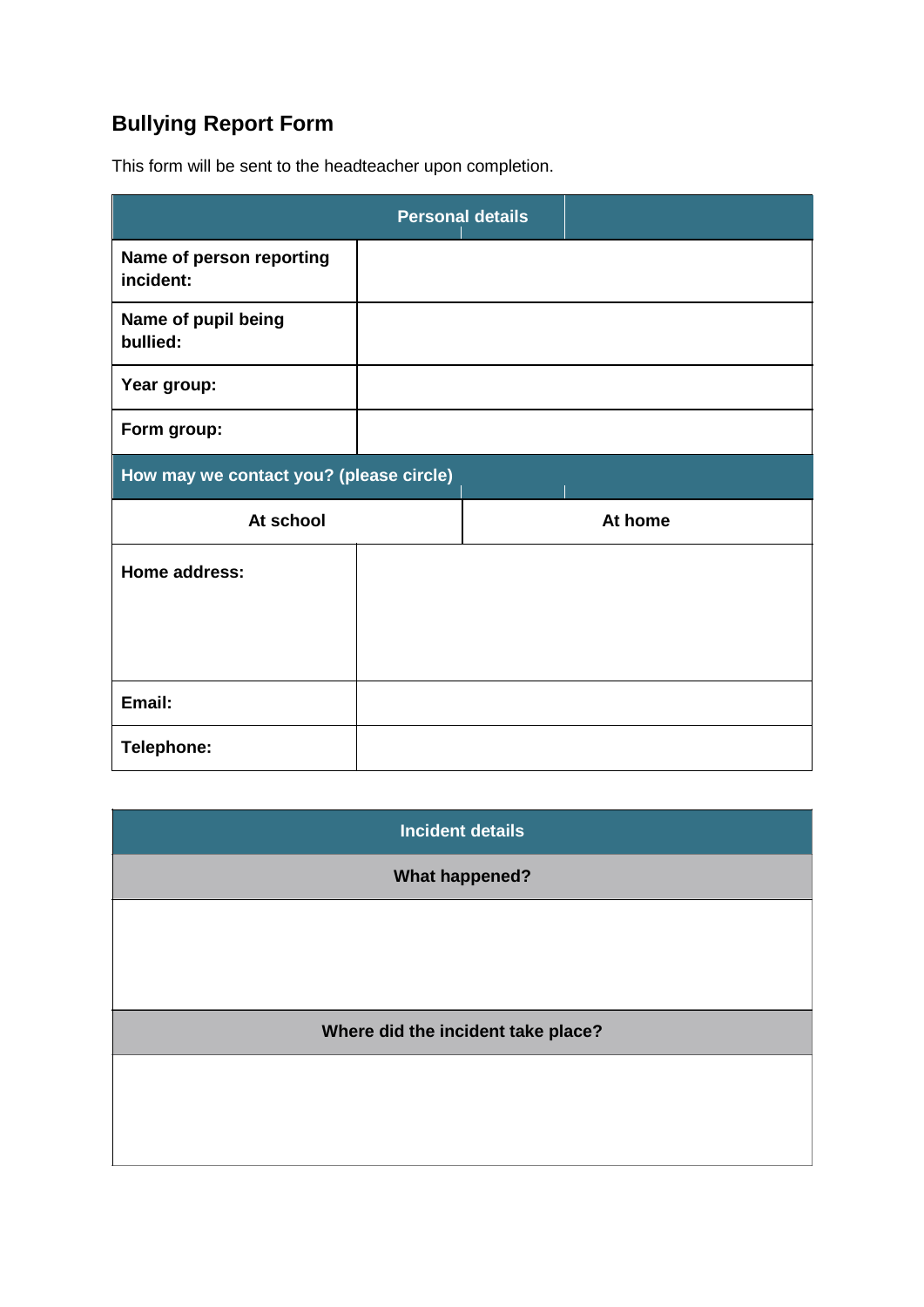## Bullying Report Form

This form will be sent to the headteacher upon completion.

| Personal details | |
|---|---|
| **Name of person reporting incident:** | |
| **Name of pupil being bullied:** | |
| **Year group:** | |
| **Form group:** | |
| **How may we contact you? (please circle)** | |
| **At school** | **At home** |
| **Home address:** | |
| **Email:** | |
| **Telephone:** | |

| Incident details |
|---|
| **What happened?** |
| |
| **Where did the incident take place?** |
| |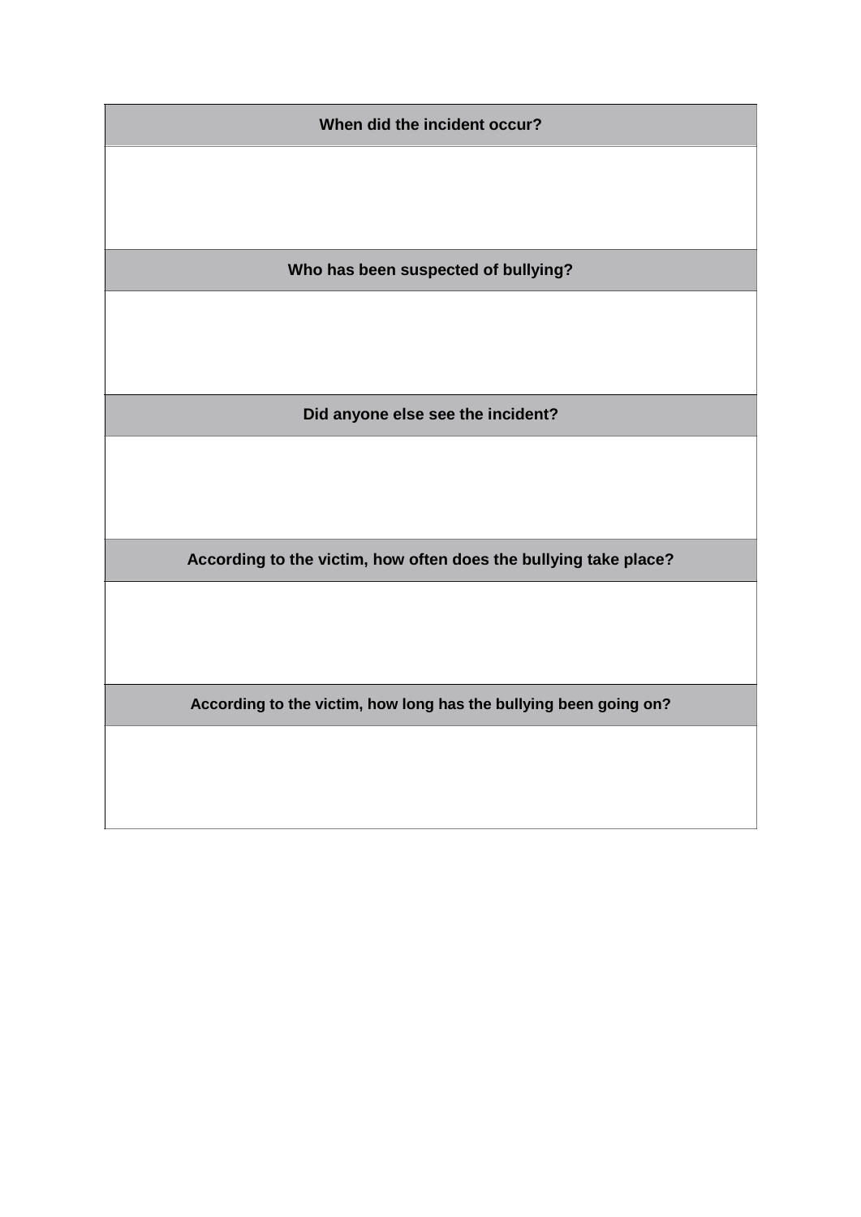| When did the incident occur? |
| --- |
| |
| **Who has been suspected of bullying?** |
| |
| **Did anyone else see the incident?** |
| |
| **According to the victim, how often does the bullying take place?** |
| |
| **According to the victim, how long has the bullying been going on?** |
| |